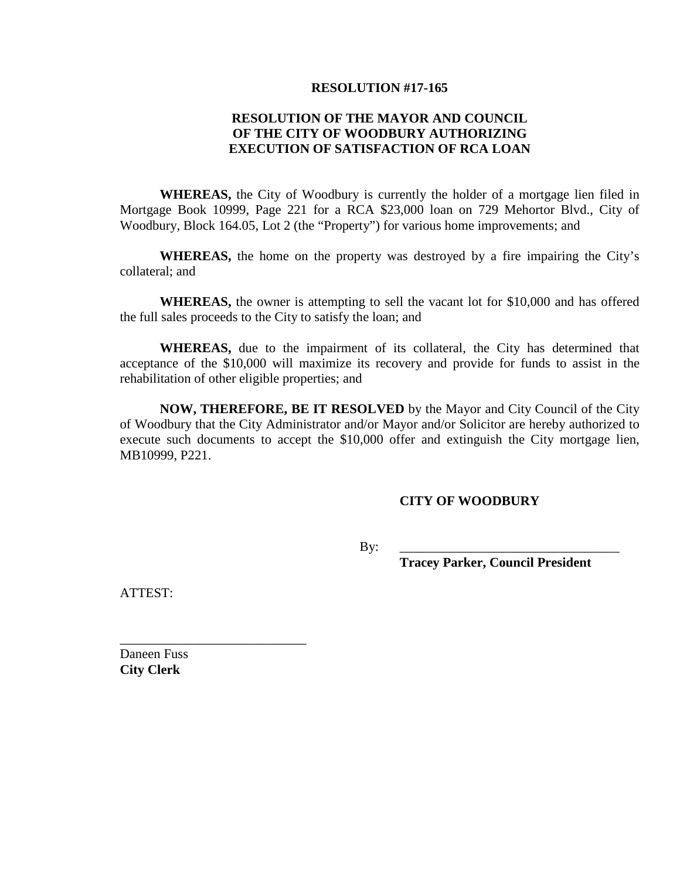**RESOLUTION #17-165**

**RESOLUTION OF THE MAYOR AND COUNCIL OF THE CITY OF WOODBURY AUTHORIZING EXECUTION OF SATISFACTION OF RCA LOAN**

**WHEREAS,** the City of Woodbury is currently the holder of a mortgage lien filed in Mortgage Book 10999, Page 221 for a RCA $23,000 loan on 729 Mehortor Blvd., City of Woodbury, Block 164.05, Lot 2 (the "Property") for various home improvements; and

**WHEREAS,** the home on the property was destroyed by a fire impairing the City's collateral; and

**WHEREAS,** the owner is attempting to sell the vacant lot for $10,000 and has offered the full sales proceeds to the City to satisfy the loan; and

**WHEREAS,** due to the impairment of its collateral, the City has determined that acceptance of the $10,000 will maximize its recovery and provide for funds to assist in the rehabilitation of other eligible properties; and

**NOW, THEREFORE, BE IT RESOLVED** by the Mayor and City Council of the City of Woodbury that the City Administrator and/or Mayor and/or Solicitor are hereby authorized to execute such documents to accept the $10,000 offer and extinguish the City mortgage lien, MB10999, P221.

**CITY OF WOODBURY**

By: ________________________________

**Tracey Parker, Council President**

ATTEST:

____________________________

Daneen Fuss
**City Clerk**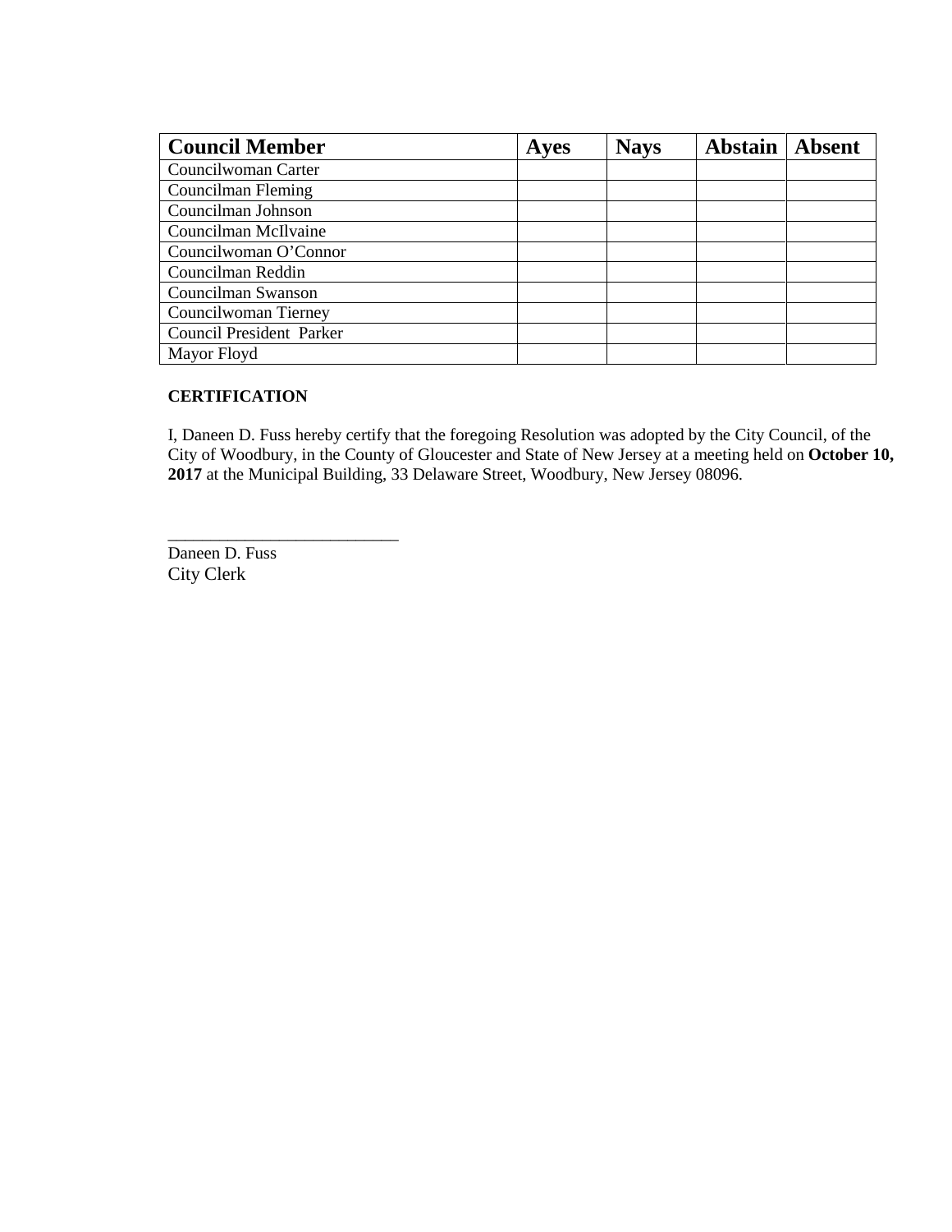| Council Member | Ayes | Nays | Abstain | Absent |
|---|---|---|---|---|
| Councilwoman Carter | | | | |
| Councilman Fleming | | | | |
| Councilman Johnson | | | | |
| Councilman McIlvaine | | | | |
| Councilwoman O'Connor | | | | |
| Councilman Reddin | | | | |
| Councilman Swanson | | | | |
| Councilwoman Tierney | | | | |
| Council President Parker | | | | |
| Mayor Floyd | | | | |

**CERTIFICATION**

I, Daneen D. Fuss hereby certify that the foregoing Resolution was adopted by the City Council, of the City of Woodbury, in the County of Gloucester and State of New Jersey at a meeting held on **October 10, 2017** at the Municipal Building, 33 Delaware Street, Woodbury, New Jersey 08096.

___________________________

Daneen D. Fuss
City Clerk